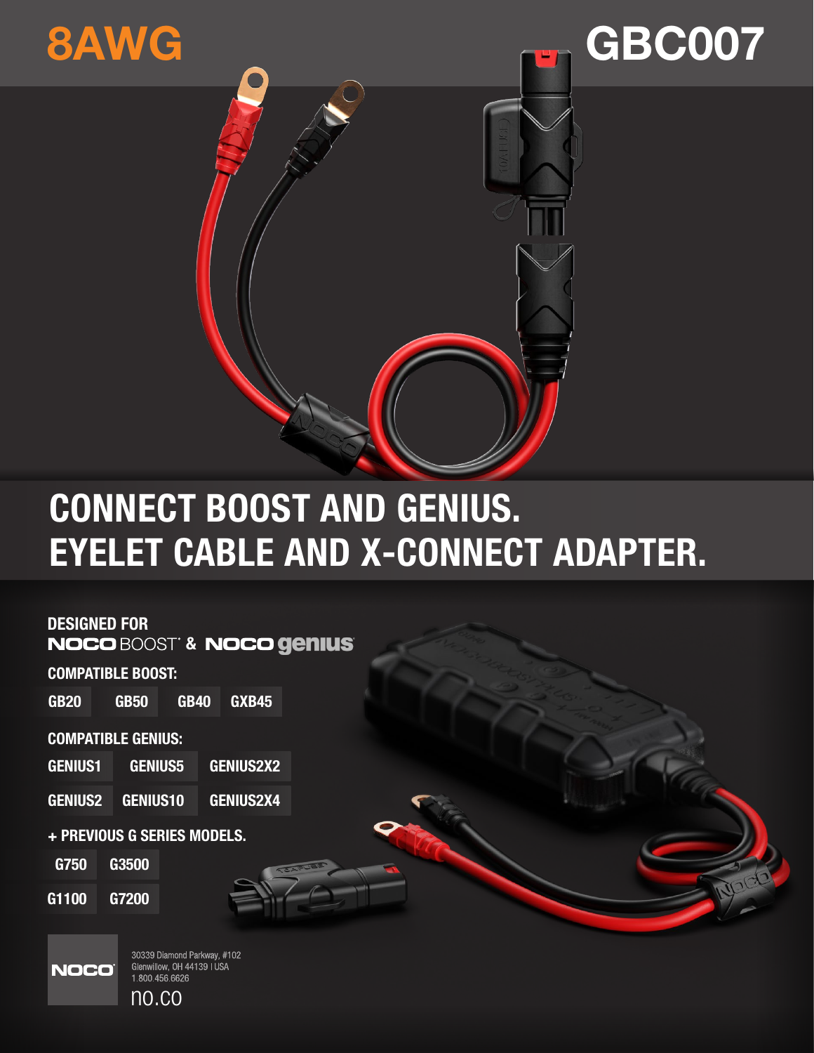# 8AWG

# GBC007

## CONNECT BOOST AND GENIUS. EYELET CABLE AND X-CONNECT ADAPTER.

**DESIGNED FOR**

**NOCO BOOST & NOCO genius**

**COMPATIBLE BOOST:**

GB20 | GB50 | GB40 | GXB45

**COMPATIBLE GENIUS:**

GENIUS1 | GENIUS5 | GENIUS2X2

GENIUS2 | GENIUS10 | GENIUS2X4

**+ PREVIOUS G SERIES MODELS.**

G750 | G3500

G1100 | G7200

NOCO

30339 Diamond Parkway, #102
Glenwillow, OH 44139 | USA
1.800.456.6626

no.co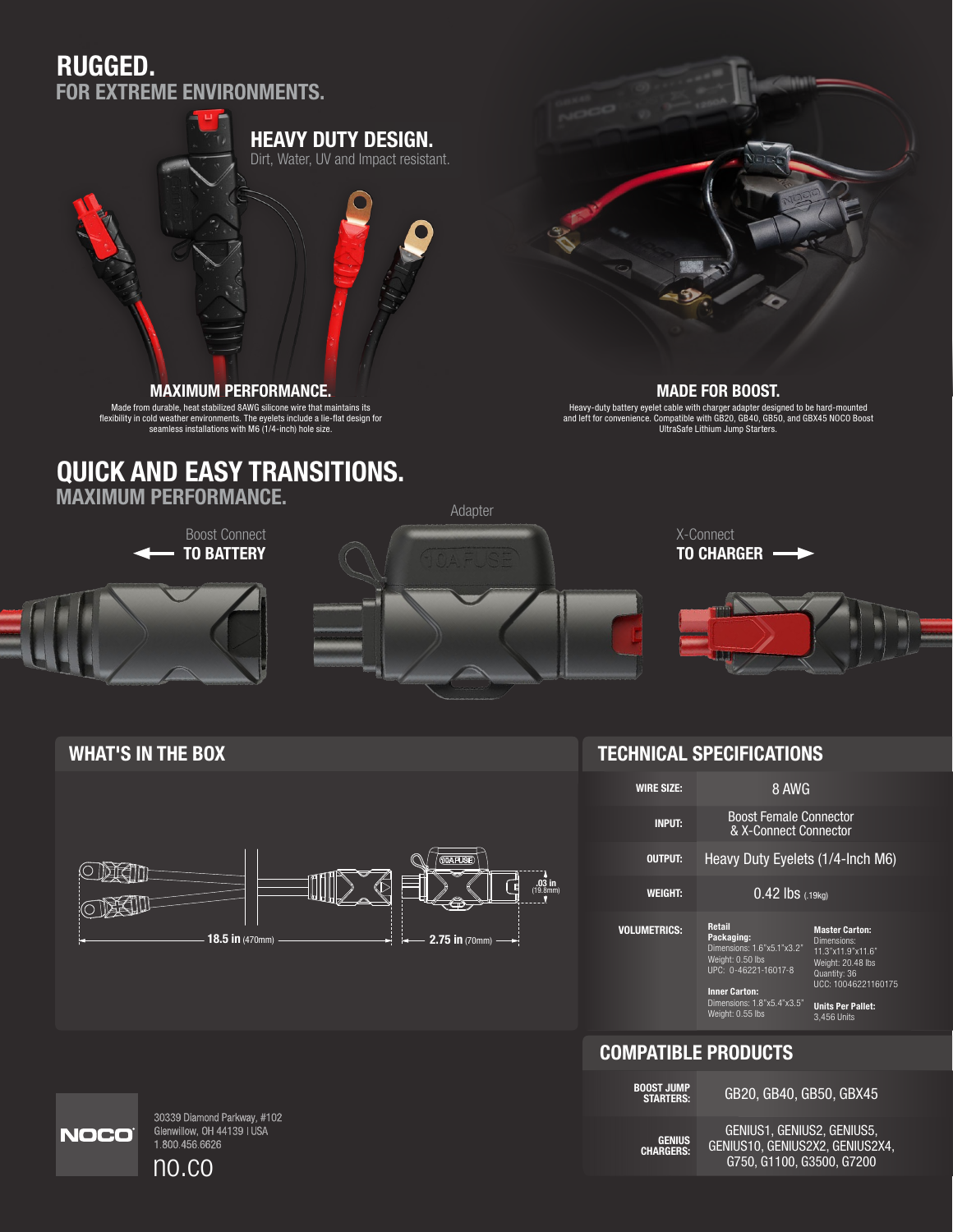# RUGGED.

## FOR EXTREME ENVIRONMENTS.

### HEAVY DUTY DESIGN.

Dirt, Water, UV and Impact resistant.

### MAXIMUM PERFORMANCE.

Made from durable, heat stabilized 8AWG silicone wire that maintains its flexibility in cold weather environments. The eyelets include a lie-flat design for seamless installations with M6 (1/4-inch) hole size.

### MADE FOR BOOST.

Heavy-duty battery eyelet cable with charger adapter designed to be hard-mounted and left for convenience. Compatible with GB20, GB40, GB50, and GBX45 NOCO Boost UltraSafe Lithium Jump Starters.

# QUICK AND EASY TRANSITIONS.

## MAXIMUM PERFORMANCE.

Boost Connect
TO BATTERY

Adapter

10A FUSE

X-Connect
TO CHARGER

## WHAT'S IN THE BOX

10A FUSE

.03 in (19.8mm)

18.5 in (470mm)

2.75 in (70mm)

## TECHNICAL SPECIFICATIONS

| | | |
|---|---|---|
| **WIRE SIZE:** | 8 AWG | |
| **INPUT:** | Boost Female Connector & X-Connect Connector | |
| **OUTPUT:** | Heavy Duty Eyelets (1/4-Inch M6) | |
| **WEIGHT:** | 0.42 lbs (.19kg) | |
| **VOLUMETRICS:** | **Retail Packaging:** Dimensions: 1.6"x5.1"x3.2" Weight: 0.50 lbs UPC: 0-46221-16017-8<br>**Inner Carton:** Dimensions: 1.8"x5.4"x3.5" Weight: 0.55 lbs | **Master Carton:** Dimensions: 11.3"x11.9"x11.6" Weight: 20.48 lbs Quantity: 36 UCC: 10046221160175<br>**Units Per Pallet:** 3,456 Units |

## COMPATIBLE PRODUCTS

| | |
|---|---|
| **BOOST JUMP STARTERS:** | GB20, GB40, GB50, GBX45 |
| **GENIUS CHARGERS:** | GENIUS1, GENIUS2, GENIUS5, GENIUS10, GENIUS2X2, GENIUS2X4, G750, G1100, G3500, G7200 |

NOCO

30339 Diamond Parkway, #102
Glenwillow, OH 44139 | USA
1.800.456.6626

no.co